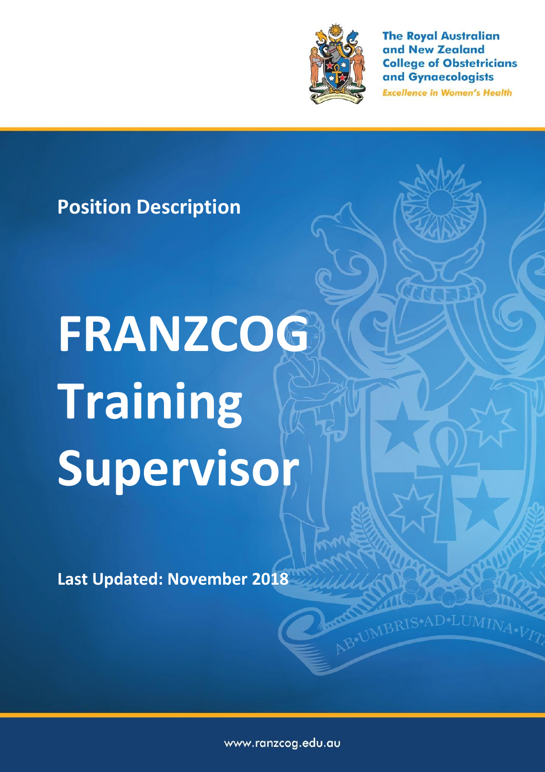The Royal Australian and New Zealand College of Obstetricians and Gynaecologists

*Excellence in Women's Health*

**Position Description**

# FRANZCOG Training Supervisor

**Last Updated: November 2018**

www.ranzcog.edu.au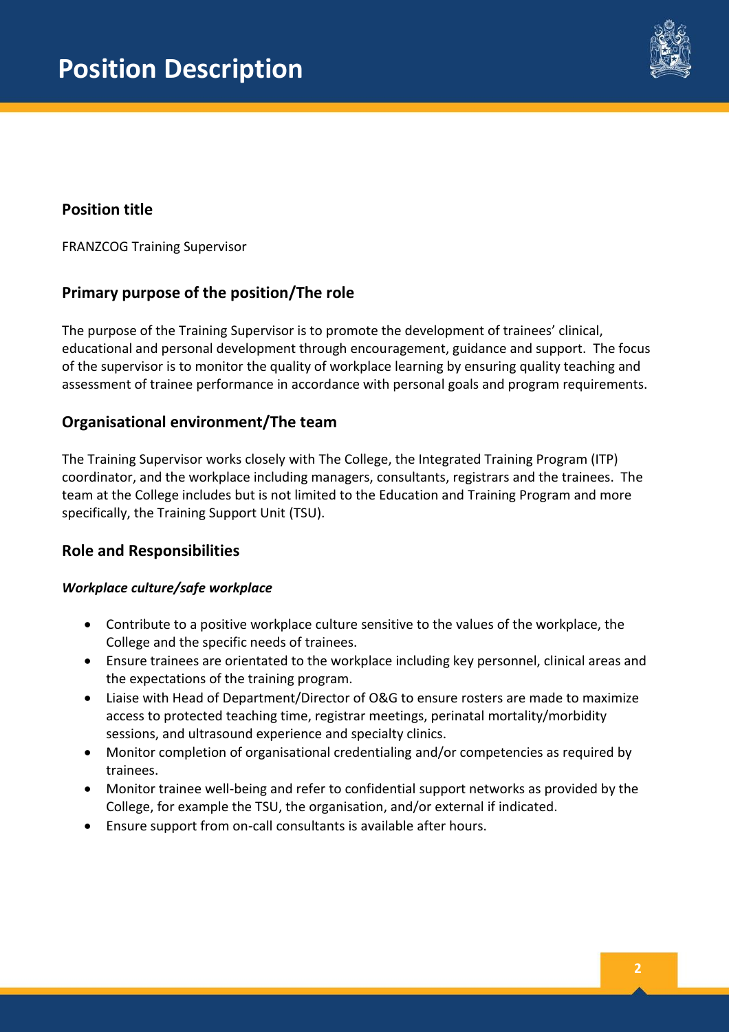# Position Description

## Position title

FRANZCOG Training Supervisor

## Primary purpose of the position/The role

The purpose of the Training Supervisor is to promote the development of trainees' clinical, educational and personal development through encouragement, guidance and support. The focus of the supervisor is to monitor the quality of workplace learning by ensuring quality teaching and assessment of trainee performance in accordance with personal goals and program requirements.

## Organisational environment/The team

The Training Supervisor works closely with The College, the Integrated Training Program (ITP) coordinator, and the workplace including managers, consultants, registrars and the trainees. The team at the College includes but is not limited to the Education and Training Program and more specifically, the Training Support Unit (TSU).

## Role and Responsibilities

### *Workplace culture/safe workplace*

- Contribute to a positive workplace culture sensitive to the values of the workplace, the College and the specific needs of trainees.
- Ensure trainees are orientated to the workplace including key personnel, clinical areas and the expectations of the training program.
- Liaise with Head of Department/Director of O&G to ensure rosters are made to maximize access to protected teaching time, registrar meetings, perinatal mortality/morbidity sessions, and ultrasound experience and specialty clinics.
- Monitor completion of organisational credentialing and/or competencies as required by trainees.
- Monitor trainee well-being and refer to confidential support networks as provided by the College, for example the TSU, the organisation, and/or external if indicated.
- Ensure support from on-call consultants is available after hours.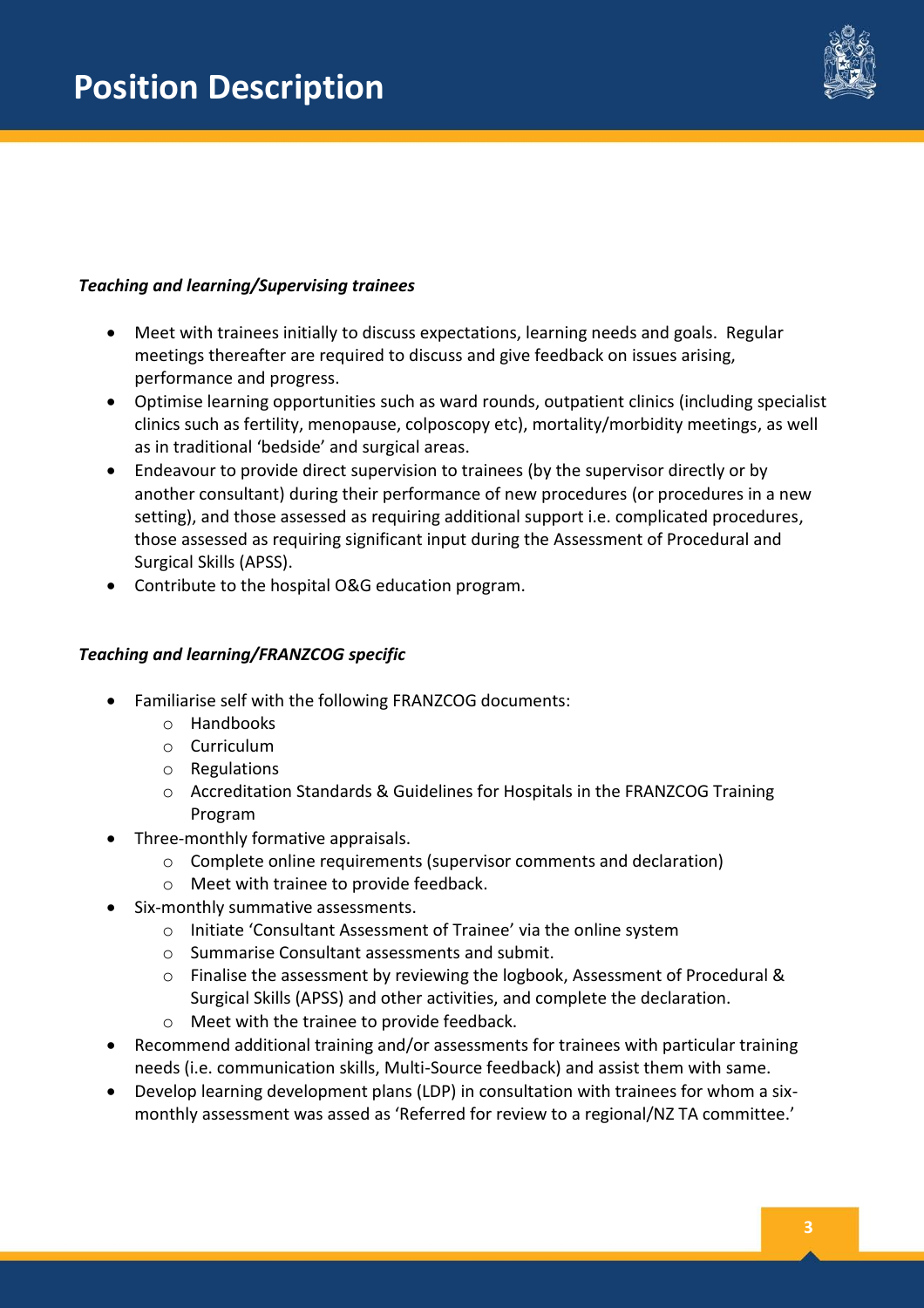***Teaching and learning/Supervising trainees***

- Meet with trainees initially to discuss expectations, learning needs and goals. Regular meetings thereafter are required to discuss and give feedback on issues arising, performance and progress.
- Optimise learning opportunities such as ward rounds, outpatient clinics (including specialist clinics such as fertility, menopause, colposcopy etc), mortality/morbidity meetings, as well as in traditional 'bedside' and surgical areas.
- Endeavour to provide direct supervision to trainees (by the supervisor directly or by another consultant) during their performance of new procedures (or procedures in a new setting), and those assessed as requiring additional support i.e. complicated procedures, those assessed as requiring significant input during the Assessment of Procedural and Surgical Skills (APSS).
- Contribute to the hospital O&G education program.

***Teaching and learning/FRANZCOG specific***

- Familiarise self with the following FRANZCOG documents:
  - Handbooks
  - Curriculum
  - Regulations
  - Accreditation Standards & Guidelines for Hospitals in the FRANZCOG Training Program
- Three-monthly formative appraisals.
  - Complete online requirements (supervisor comments and declaration)
  - Meet with trainee to provide feedback.
- Six-monthly summative assessments.
  - Initiate 'Consultant Assessment of Trainee' via the online system
  - Summarise Consultant assessments and submit.
  - Finalise the assessment by reviewing the logbook, Assessment of Procedural & Surgical Skills (APSS) and other activities, and complete the declaration.
  - Meet with the trainee to provide feedback.
- Recommend additional training and/or assessments for trainees with particular training needs (i.e. communication skills, Multi-Source feedback) and assist them with same.
- Develop learning development plans (LDP) in consultation with trainees for whom a six-monthly assessment was assed as 'Referred for review to a regional/NZ TA committee.'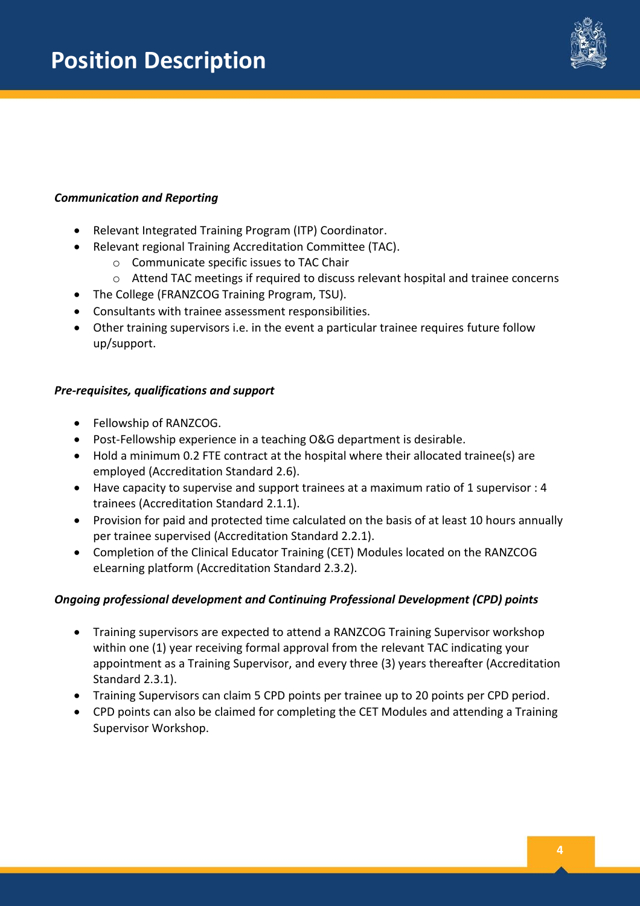***Communication and Reporting***

- Relevant Integrated Training Program (ITP) Coordinator.
- Relevant regional Training Accreditation Committee (TAC).
  - Communicate specific issues to TAC Chair
  - Attend TAC meetings if required to discuss relevant hospital and trainee concerns
- The College (FRANZCOG Training Program, TSU).
- Consultants with trainee assessment responsibilities.
- Other training supervisors i.e. in the event a particular trainee requires future follow up/support.

***Pre-requisites, qualifications and support***

- Fellowship of RANZCOG.
- Post-Fellowship experience in a teaching O&G department is desirable.
- Hold a minimum 0.2 FTE contract at the hospital where their allocated trainee(s) are employed (Accreditation Standard 2.6).
- Have capacity to supervise and support trainees at a maximum ratio of 1 supervisor : 4 trainees (Accreditation Standard 2.1.1).
- Provision for paid and protected time calculated on the basis of at least 10 hours annually per trainee supervised (Accreditation Standard 2.2.1).
- Completion of the Clinical Educator Training (CET) Modules located on the RANZCOG eLearning platform (Accreditation Standard 2.3.2).

***Ongoing professional development and Continuing Professional Development (CPD) points***

- Training supervisors are expected to attend a RANZCOG Training Supervisor workshop within one (1) year receiving formal approval from the relevant TAC indicating your appointment as a Training Supervisor, and every three (3) years thereafter (Accreditation Standard 2.3.1).
- Training Supervisors can claim 5 CPD points per trainee up to 20 points per CPD period.
- CPD points can also be claimed for completing the CET Modules and attending a Training Supervisor Workshop.